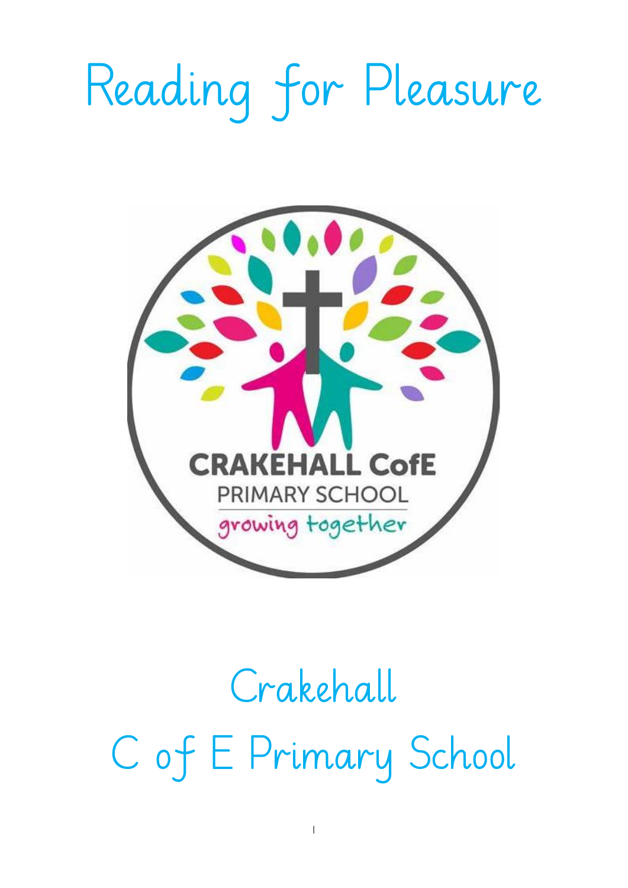# Reading for Pleasure

Crakehall

C of E Primary School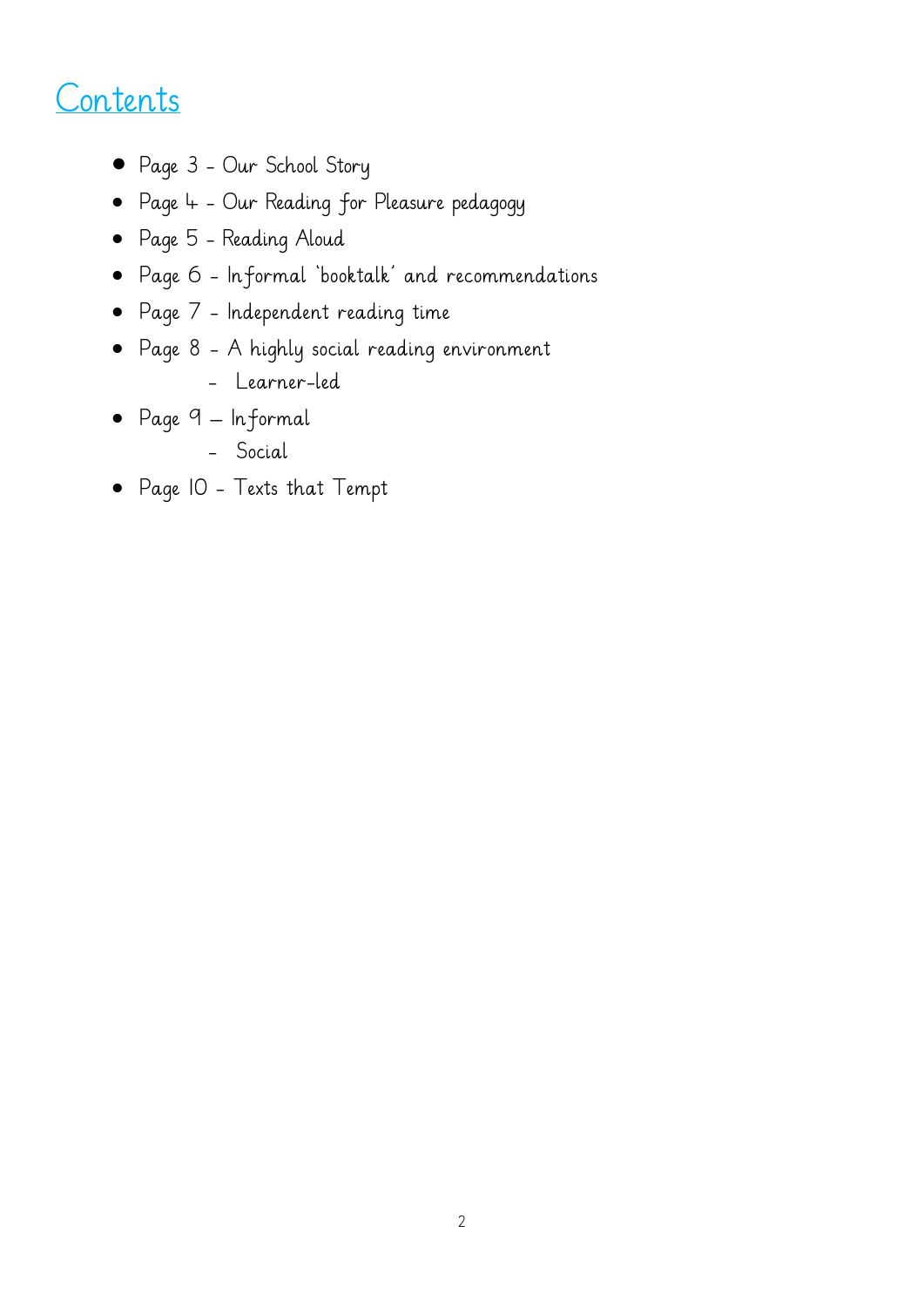# Contents

- Page 3 - Our School Story
- Page 4 - Our Reading for Pleasure pedagogy
- Page 5 - Reading Aloud
- Page 6 - Informal 'booktalk' and recommendations
- Page 7 - Independent reading time
- Page 8 - A highly social reading environment
  - Learner-led
- Page 9 – Informal
  - Social
- Page 10 - Texts that Tempt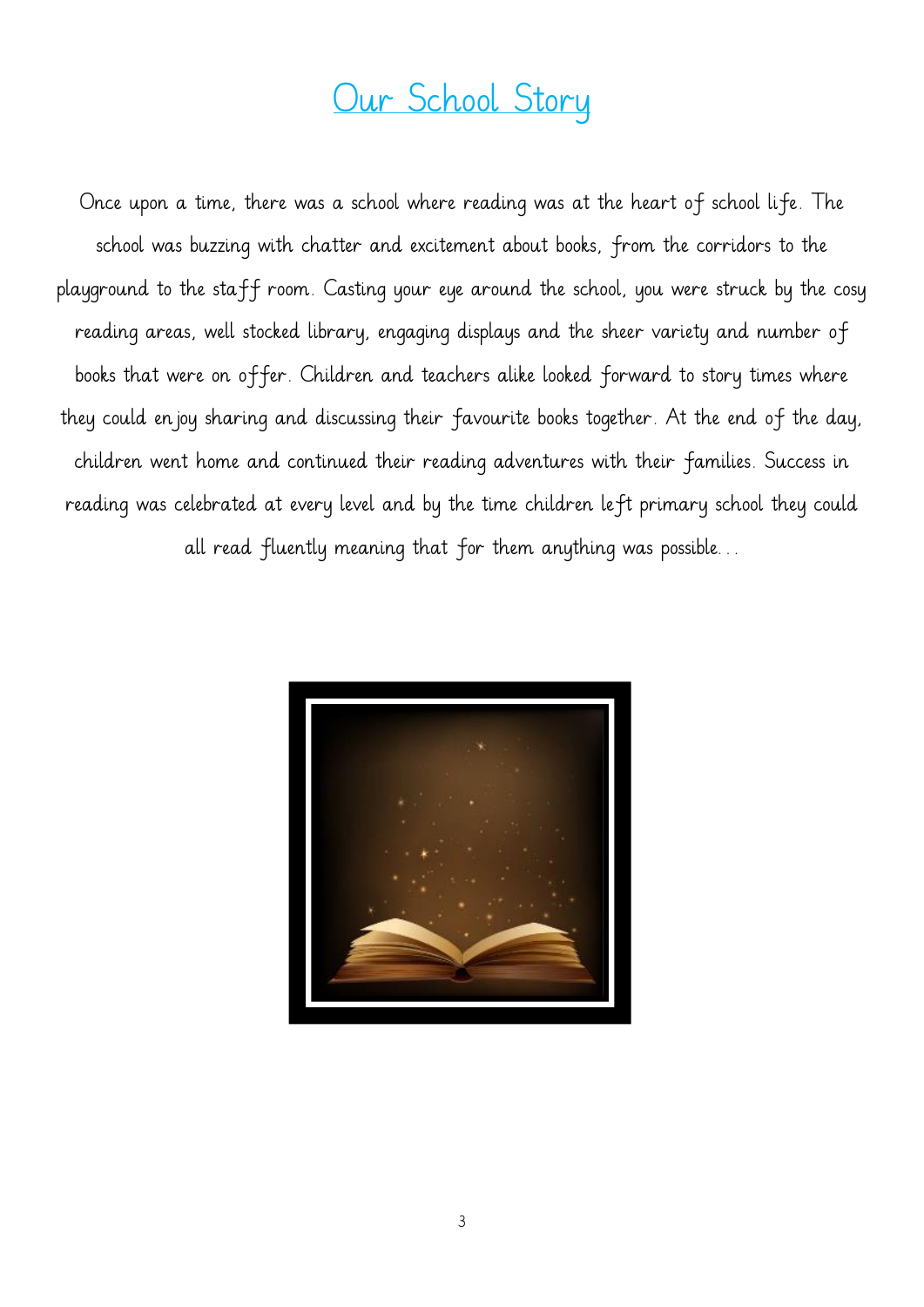# Our School Story

Once upon a time, there was a school where reading was at the heart of school life. The school was buzzing with chatter and excitement about books, from the corridors to the playground to the staff room. Casting your eye around the school, you were struck by the cosy reading areas, well stocked library, engaging displays and the sheer variety and number of books that were on offer. Children and teachers alike looked forward to story times where they could enjoy sharing and discussing their favourite books together. At the end of the day, children went home and continued their reading adventures with their families. Success in reading was celebrated at every level and by the time children left primary school they could all read fluently meaning that for them anything was possible…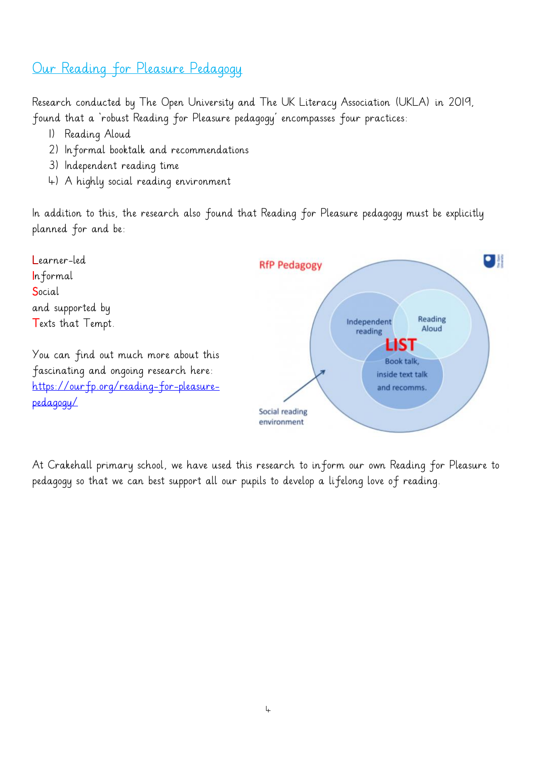## Our Reading for Pleasure Pedagogy

Research conducted by The Open University and The UK Literacy Association (UKLA) in 2019, found that a 'robust Reading for Pleasure pedagogy' encompasses four practices:

1) Reading Aloud
2) Informal booktalk and recommendations
3) Independent reading time
4) A highly social reading environment

In addition to this, the research also found that Reading for Pleasure pedagogy must be explicitly planned for and be:

Learner-led
Informal
Social
and supported by
Texts that Tempt.

You can find out much more about this fascinating and ongoing research here: https://ourfp.org/reading-for-pleasure-pedagogy/

RfP Pedagogy

Independent reading

Reading Aloud

LIST

Book talk, inside text talk and recomms.

Social reading environment

At Crakehall primary school, we have used this research to inform our own Reading for Pleasure to pedagogy so that we can best support all our pupils to develop a lifelong love of reading.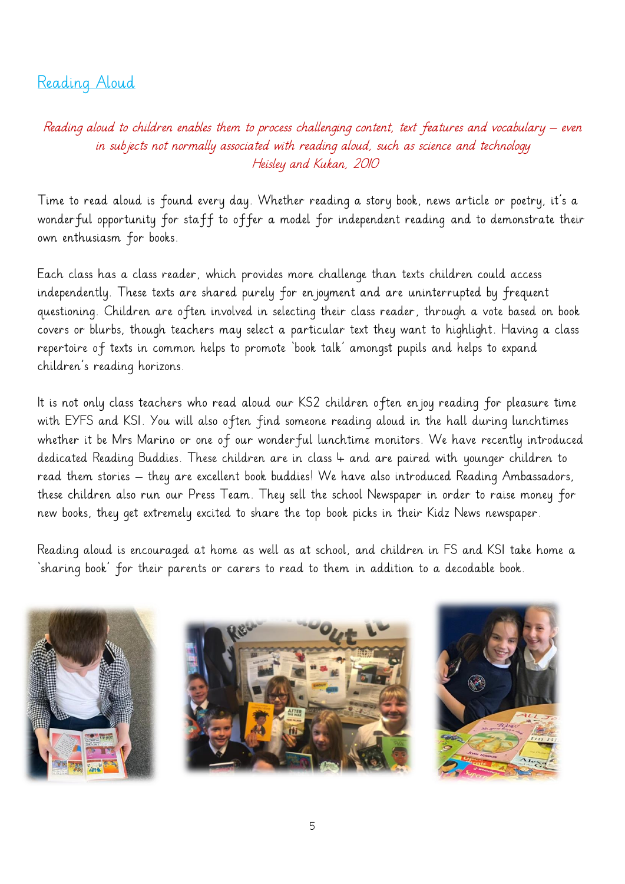## Reading Aloud

*Reading aloud to children enables them to process challenging content, text features and vocabulary – even in subjects not normally associated with reading aloud, such as science and technology*
*Heisley and Kukan, 2010*

Time to read aloud is found every day. Whether reading a story book, news article or poetry, it's a wonderful opportunity for staff to offer a model for independent reading and to demonstrate their own enthusiasm for books.

Each class has a class reader, which provides more challenge than texts children could access independently. These texts are shared purely for enjoyment and are uninterrupted by frequent questioning. Children are often involved in selecting their class reader, through a vote based on book covers or blurbs, though teachers may select a particular text they want to highlight. Having a class repertoire of texts in common helps to promote 'book talk' amongst pupils and helps to expand children's reading horizons.

It is not only class teachers who read aloud our KS2 children often enjoy reading for pleasure time with EYFS and KS1. You will also often find someone reading aloud in the hall during lunchtimes whether it be Mrs Marino or one of our wonderful lunchtime monitors. We have recently introduced dedicated Reading Buddies. These children are in class 4 and are paired with younger children to read them stories – they are excellent book buddies! We have also introduced Reading Ambassadors, these children also run our Press Team. They sell the school Newspaper in order to raise money for new books, they get extremely excited to share the top book picks in their Kidz News newspaper.

Reading aloud is encouraged at home as well as at school, and children in FS and KS1 take home a 'sharing book' for their parents or carers to read to them in addition to a decodable book.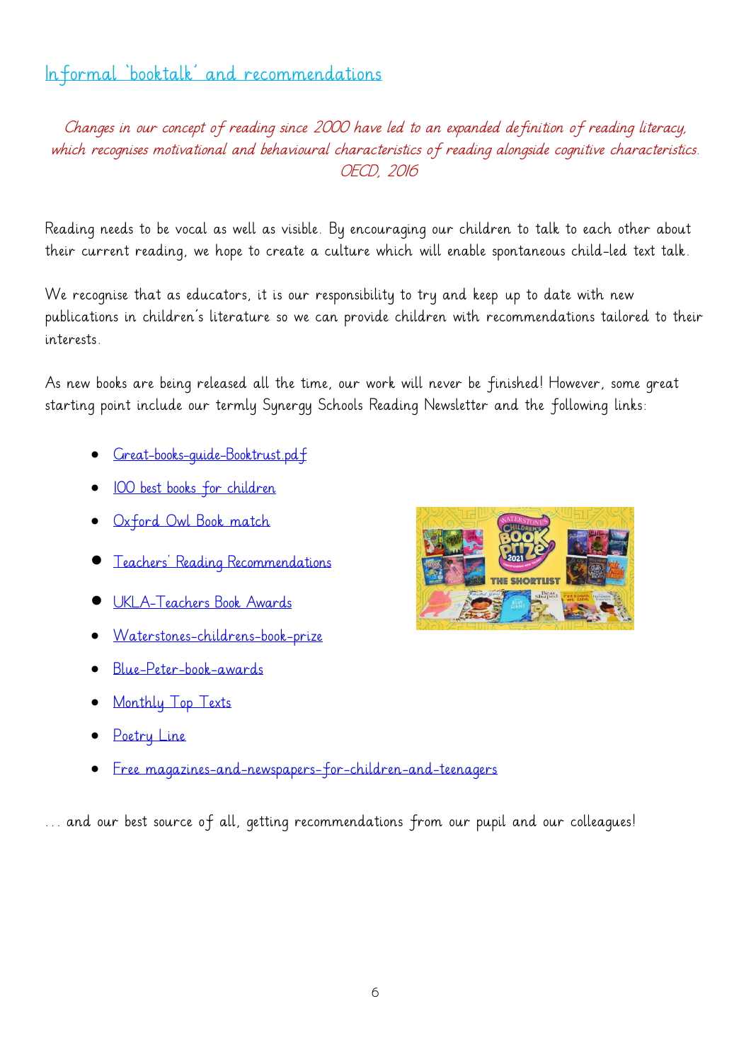## Informal 'booktalk' and recommendations

*Changes in our concept of reading since 2000 have led to an expanded definition of reading literacy, which recognises motivational and behavioural characteristics of reading alongside cognitive characteristics. OECD, 2016*

Reading needs to be vocal as well as visible. By encouraging our children to talk to each other about their current reading, we hope to create a culture which will enable spontaneous child-led text talk.

We recognise that as educators, it is our responsibility to try and keep up to date with new publications in children's literature so we can provide children with recommendations tailored to their interests.

As new books are being released all the time, our work will never be finished! However, some great starting point include our termly Synergy Schools Reading Newsletter and the following links:

- Great-books-guide-Booktrust.pdf
- 100 best books for children
- Oxford Owl Book match
- Teachers' Reading Recommendations
- UKLA-Teachers Book Awards
- Waterstones-childrens-book-prize
- Blue-Peter-book-awards
- Monthly Top Texts
- Poetry Line
- Free magazines-and-newspapers-for-children-and-teenagers

... and our best source of all, getting recommendations from our pupil and our colleagues!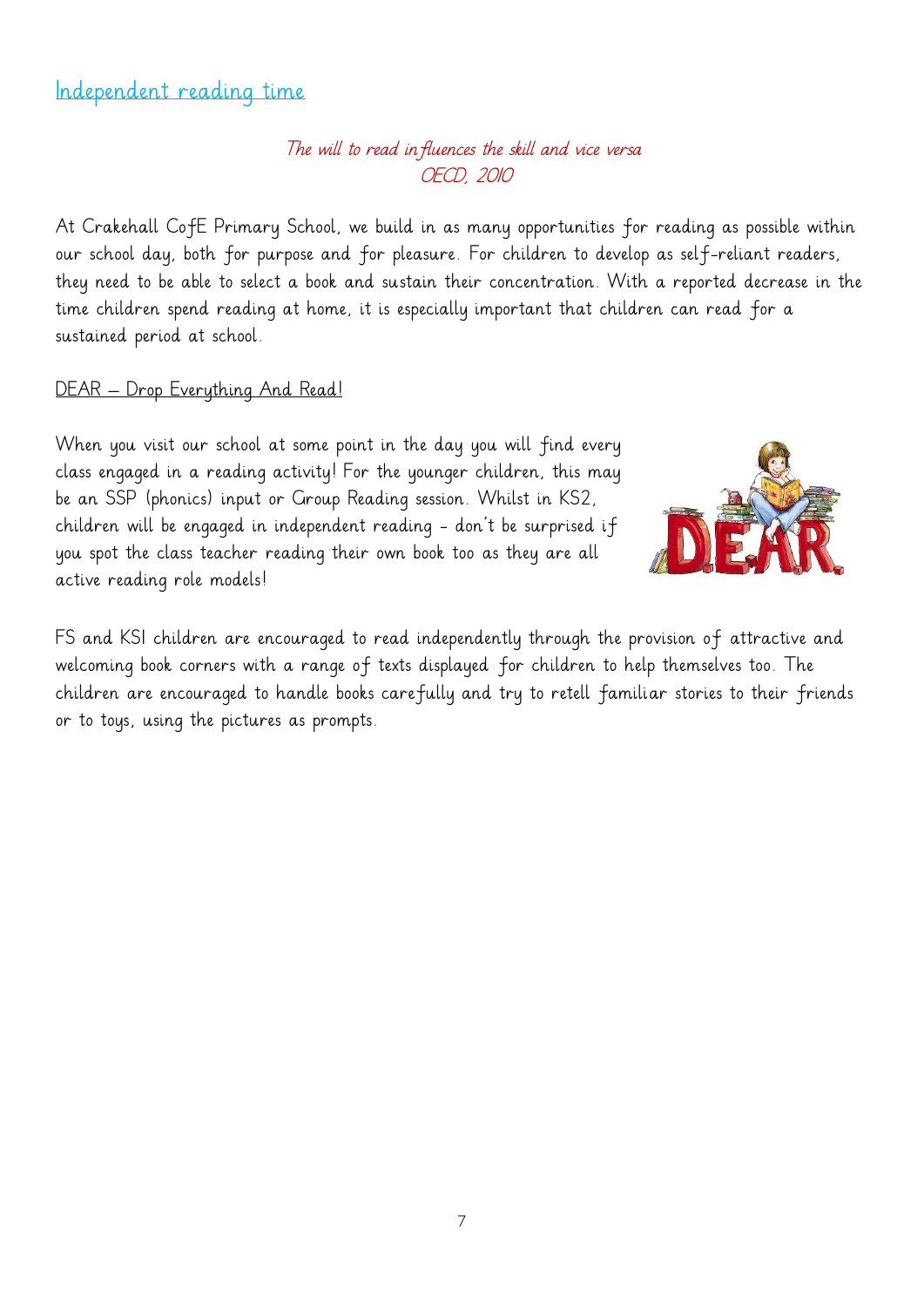## Independent reading time

*The will to read influences the skill and vice versa*
*OECD, 2010*

At Crakehall CofE Primary School, we build in as many opportunities for reading as possible within our school day, both for purpose and for pleasure. For children to develop as self-reliant readers, they need to be able to select a book and sustain their concentration. With a reported decrease in the time children spend reading at home, it is especially important that children can read for a sustained period at school.

### DEAR – Drop Everything And Read!

When you visit our school at some point in the day you will find every class engaged in a reading activity! For the younger children, this may be an SSP (phonics) input or Group Reading session. Whilst in KS2, children will be engaged in independent reading - don't be surprised if you spot the class teacher reading their own book too as they are all active reading role models!

FS and KS1 children are encouraged to read independently through the provision of attractive and welcoming book corners with a range of texts displayed for children to help themselves too. The children are encouraged to handle books carefully and try to retell familiar stories to their friends or to toys, using the pictures as prompts.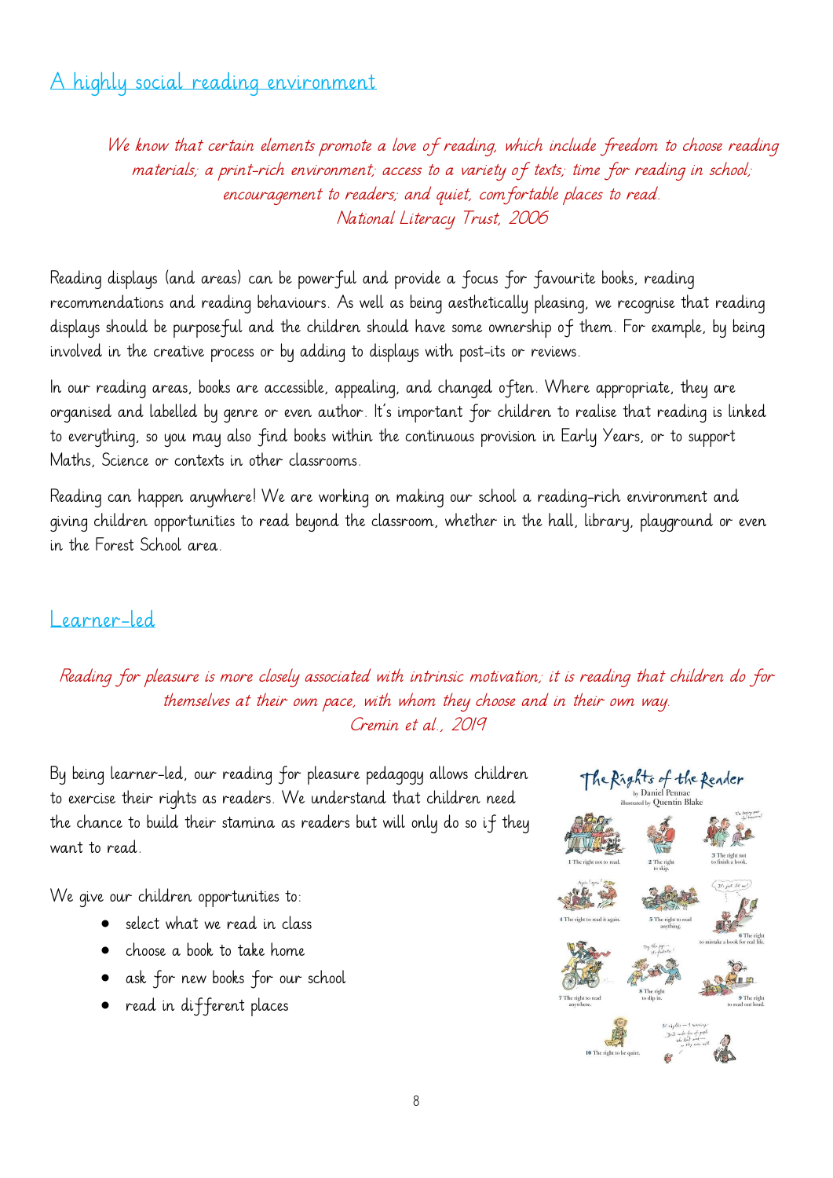## A highly social reading environment

*We know that certain elements promote a love of reading, which include freedom to choose reading materials; a print-rich environment; access to a variety of texts; time for reading in school; encouragement to readers; and quiet, comfortable places to read.*
*National Literacy Trust, 2006*

Reading displays (and areas) can be powerful and provide a focus for favourite books, reading recommendations and reading behaviours. As well as being aesthetically pleasing, we recognise that reading displays should be purposeful and the children should have some ownership of them. For example, by being involved in the creative process or by adding to displays with post-its or reviews.

In our reading areas, books are accessible, appealing, and changed often. Where appropriate, they are organised and labelled by genre or even author. It's important for children to realise that reading is linked to everything, so you may also find books within the continuous provision in Early Years, or to support Maths, Science or contexts in other classrooms.

Reading can happen anywhere! We are working on making our school a reading-rich environment and giving children opportunities to read beyond the classroom, whether in the hall, library, playground or even in the Forest School area.

## Learner-led

*Reading for pleasure is more closely associated with intrinsic motivation; it is reading that children do for themselves at their own pace, with whom they choose and in their own way.*
*Cremin et al., 2019*

By being learner-led, our reading for pleasure pedagogy allows children to exercise their rights as readers. We understand that children need the chance to build their stamina as readers but will only do so if they want to read.

We give our children opportunities to:

- select what we read in class
- choose a book to take home
- ask for new books for our school
- read in different places

The Rights of the Reader
by Daniel Pennac
illustrated by Quentin Blake

1 The right not to read.
2 The right to skip.
3 The right not to finish a book.
4 The right to read it again.
5 The right to read anything.
6 The right to mistake a book for real life.
7 The right to read anywhere.
8 The right to dip in.
9 The right to read out loud.
10 The right to be quiet.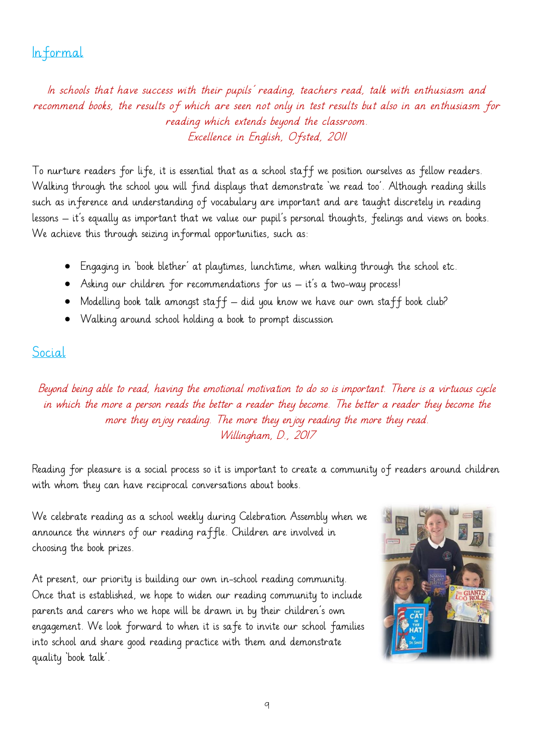## Informal

*In schools that have success with their pupils' reading, teachers read, talk with enthusiasm and recommend books, the results of which are seen not only in test results but also in an enthusiasm for reading which extends beyond the classroom.*
*Excellence in English, Ofsted, 2011*

To nurture readers for life, it is essential that as a school staff we position ourselves as fellow readers. Walking through the school you will find displays that demonstrate 'we read too'. Although reading skills such as inference and understanding of vocabulary are important and are taught discretely in reading lessons – it's equally as important that we value our pupil's personal thoughts, feelings and views on books. We achieve this through seizing informal opportunities, such as:

- Engaging in 'book blether' at playtimes, lunchtime, when walking through the school etc.
- Asking our children for recommendations for us – it's a two-way process!
- Modelling book talk amongst staff – did you know we have our own staff book club?
- Walking around school holding a book to prompt discussion

## Social

*Beyond being able to read, having the emotional motivation to do so is important. There is a virtuous cycle in which the more a person reads the better a reader they become. The better a reader they become the more they enjoy reading. The more they enjoy reading the more they read.*
*Willingham, D., 2017*

Reading for pleasure is a social process so it is important to create a community of readers around children with whom they can have reciprocal conversations about books.

We celebrate reading as a school weekly during Celebration Assembly when we announce the winners of our reading raffle. Children are involved in choosing the book prizes.

At present, our priority is building our own in-school reading community. Once that is established, we hope to widen our reading community to include parents and carers who we hope will be drawn in by their children's own engagement. We look forward to when it is safe to invite our school families into school and share good reading practice with them and demonstrate quality 'book talk'.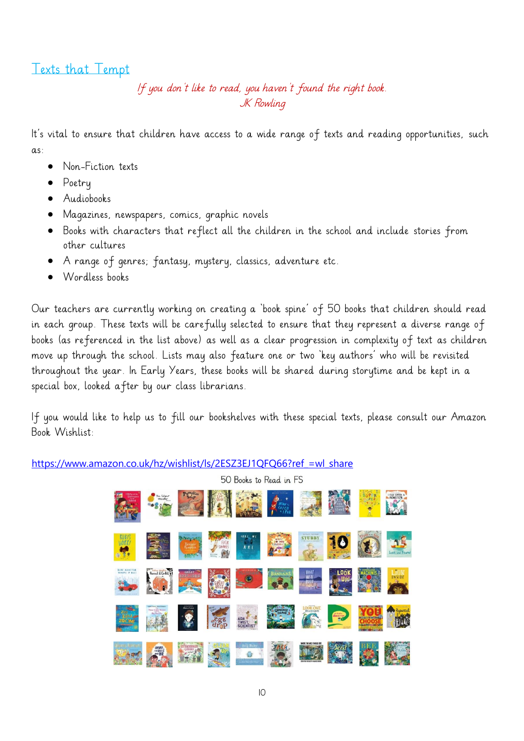## Texts that Tempt

*If you don't like to read, you haven't found the right book.*
*JK Rowling*

It's vital to ensure that children have access to a wide range of texts and reading opportunities, such as:

- Non-Fiction texts
- Poetry
- Audiobooks
- Magazines, newspapers, comics, graphic novels
- Books with characters that reflect all the children in the school and include stories from other cultures
- A range of genres; fantasy, mystery, classics, adventure etc.
- Wordless books

Our teachers are currently working on creating a 'book spine' of 50 books that children should read in each group. These texts will be carefully selected to ensure that they represent a diverse range of books (as referenced in the list above) as well as a clear progression in complexity of text as children move up through the school. Lists may also feature one or two 'key authors' who will be revisited throughout the year. In Early Years, these books will be shared during storytime and be kept in a special box, looked after by our class librarians.

If you would like to help us to fill our bookshelves with these special texts, please consult our Amazon Book Wishlist:

https://www.amazon.co.uk/hz/wishlist/ls/2ESZ3EJ1QFQ66?ref_=wl_share

50 Books to Read in FS